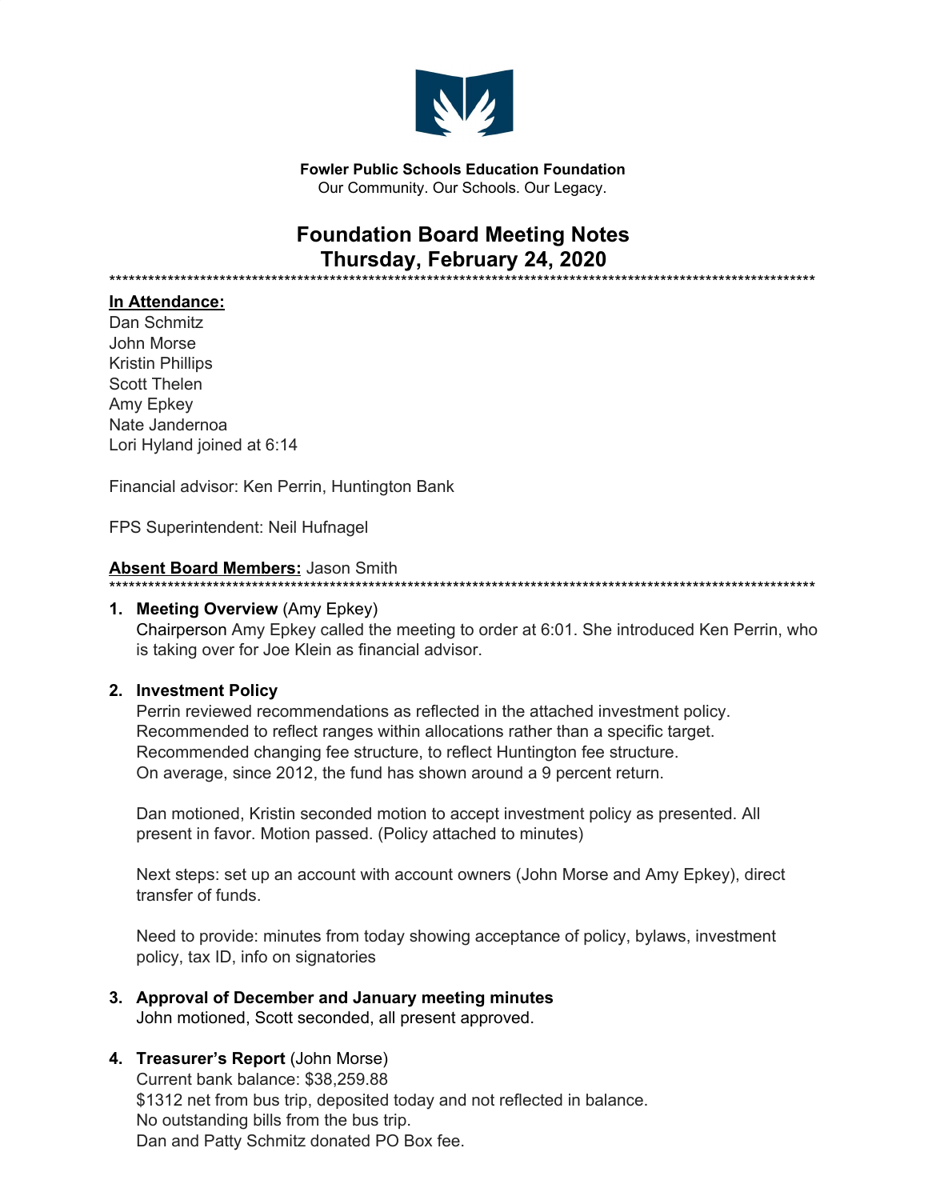**Fowler Public Schools Education Foundation**
Our Community. Our Schools. Our Legacy.

# Foundation Board Meeting Notes
# Thursday, February 24, 2020

*****************************************************************************************************************

**In Attendance:**
Dan Schmitz
John Morse
Kristin Phillips
Scott Thelen
Amy Epkey
Nate Jandernoa
Lori Hyland joined at 6:14

Financial advisor: Ken Perrin, Huntington Bank

FPS Superintendent: Neil Hufnagel

**Absent Board Members:** Jason Smith

*****************************************************************************************************************

1. **Meeting Overview** (Amy Epkey)
   Chairperson Amy Epkey called the meeting to order at 6:01. She introduced Ken Perrin, who is taking over for Joe Klein as financial advisor.

2. **Investment Policy**
   Perrin reviewed recommendations as reflected in the attached investment policy.
   Recommended to reflect ranges within allocations rather than a specific target.
   Recommended changing fee structure, to reflect Huntington fee structure.
   On average, since 2012, the fund has shown around a 9 percent return.

   Dan motioned, Kristin seconded motion to accept investment policy as presented. All present in favor. Motion passed. (Policy attached to minutes)

   Next steps: set up an account with account owners (John Morse and Amy Epkey), direct transfer of funds.

   Need to provide: minutes from today showing acceptance of policy, bylaws, investment policy, tax ID, info on signatories

3. **Approval of December and January meeting minutes**
   John motioned, Scott seconded, all present approved.

4. **Treasurer's Report** (John Morse)
   Current bank balance: $38,259.88
   $1312 net from bus trip, deposited today and not reflected in balance.
   No outstanding bills from the bus trip.
   Dan and Patty Schmitz donated PO Box fee.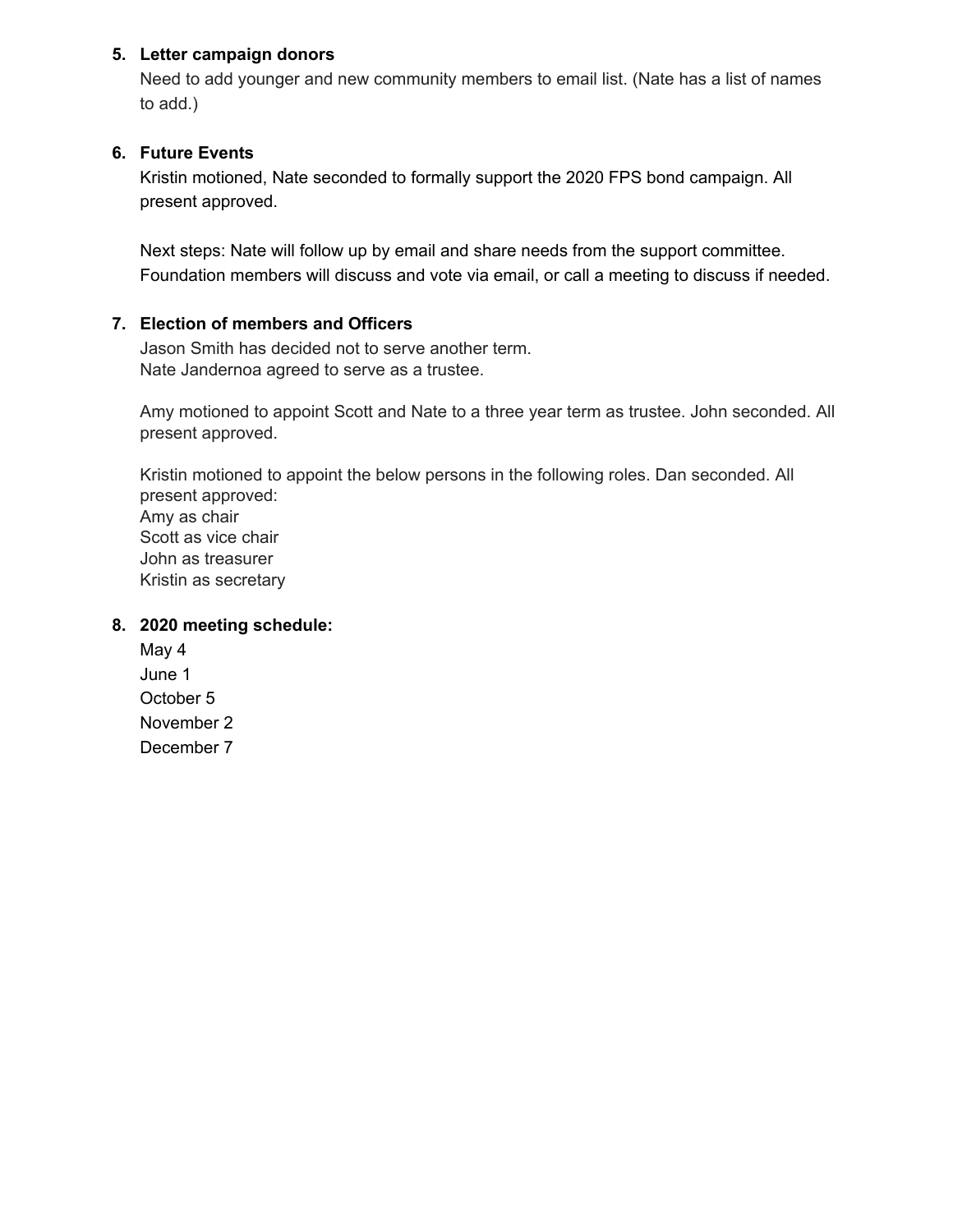5. **Letter campaign donors**

   Need to add younger and new community members to email list. (Nate has a list of names to add.)

6. **Future Events**

   Kristin motioned, Nate seconded to formally support the 2020 FPS bond campaign. All present approved.

   Next steps: Nate will follow up by email and share needs from the support committee. Foundation members will discuss and vote via email, or call a meeting to discuss if needed.

7. **Election of members and Officers**

   Jason Smith has decided not to serve another term.
   Nate Jandernoa agreed to serve as a trustee.

   Amy motioned to appoint Scott and Nate to a three year term as trustee. John seconded. All present approved.

   Kristin motioned to appoint the below persons in the following roles. Dan seconded. All present approved:
   Amy as chair
   Scott as vice chair
   John as treasurer
   Kristin as secretary

8. **2020 meeting schedule:**

   May 4
   June 1
   October 5
   November 2
   December 7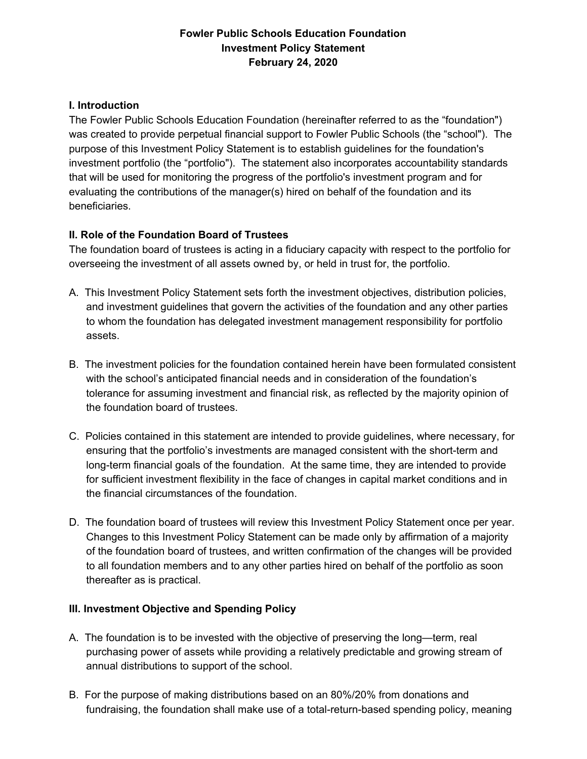**Fowler Public Schools Education Foundation**
**Investment Policy Statement**
**February 24, 2020**

### I. Introduction

The Fowler Public Schools Education Foundation (hereinafter referred to as the “foundation") was created to provide perpetual financial support to Fowler Public Schools (the “school"). The purpose of this Investment Policy Statement is to establish guidelines for the foundation's investment portfolio (the “portfolio"). The statement also incorporates accountability standards that will be used for monitoring the progress of the portfolio's investment program and for evaluating the contributions of the manager(s) hired on behalf of the foundation and its beneficiaries.

### II. Role of the Foundation Board of Trustees

The foundation board of trustees is acting in a fiduciary capacity with respect to the portfolio for overseeing the investment of all assets owned by, or held in trust for, the portfolio.

A. This Investment Policy Statement sets forth the investment objectives, distribution policies, and investment guidelines that govern the activities of the foundation and any other parties to whom the foundation has delegated investment management responsibility for portfolio assets.

B. The investment policies for the foundation contained herein have been formulated consistent with the school’s anticipated financial needs and in consideration of the foundation’s tolerance for assuming investment and financial risk, as reflected by the majority opinion of the foundation board of trustees.

C. Policies contained in this statement are intended to provide guidelines, where necessary, for ensuring that the portfolio’s investments are managed consistent with the short-term and long-term financial goals of the foundation. At the same time, they are intended to provide for sufficient investment flexibility in the face of changes in capital market conditions and in the financial circumstances of the foundation.

D. The foundation board of trustees will review this Investment Policy Statement once per year. Changes to this Investment Policy Statement can be made only by affirmation of a majority of the foundation board of trustees, and written confirmation of the changes will be provided to all foundation members and to any other parties hired on behalf of the portfolio as soon thereafter as is practical.

### III. Investment Objective and Spending Policy

A. The foundation is to be invested with the objective of preserving the long—term, real purchasing power of assets while providing a relatively predictable and growing stream of annual distributions to support of the school.

B. For the purpose of making distributions based on an 80%/20% from donations and fundraising, the foundation shall make use of a total-return-based spending policy, meaning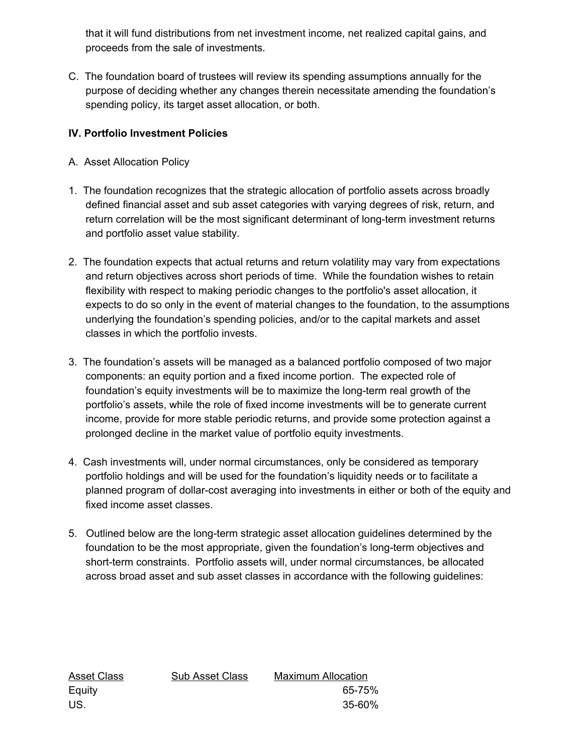that it will fund distributions from net investment income, net realized capital gains, and proceeds from the sale of investments.

C. The foundation board of trustees will review its spending assumptions annually for the purpose of deciding whether any changes therein necessitate amending the foundation's spending policy, its target asset allocation, or both.

**IV. Portfolio Investment Policies**

A. Asset Allocation Policy

1. The foundation recognizes that the strategic allocation of portfolio assets across broadly defined financial asset and sub asset categories with varying degrees of risk, return, and return correlation will be the most significant determinant of long-term investment returns and portfolio asset value stability.

2. The foundation expects that actual returns and return volatility may vary from expectations and return objectives across short periods of time. While the foundation wishes to retain flexibility with respect to making periodic changes to the portfolio's asset allocation, it expects to do so only in the event of material changes to the foundation, to the assumptions underlying the foundation's spending policies, and/or to the capital markets and asset classes in which the portfolio invests.

3. The foundation's assets will be managed as a balanced portfolio composed of two major components: an equity portion and a fixed income portion. The expected role of foundation's equity investments will be to maximize the long-term real growth of the portfolio's assets, while the role of fixed income investments will be to generate current income, provide for more stable periodic returns, and provide some protection against a prolonged decline in the market value of portfolio equity investments.

4. Cash investments will, under normal circumstances, only be considered as temporary portfolio holdings and will be used for the foundation's liquidity needs or to facilitate a planned program of dollar-cost averaging into investments in either or both of the equity and fixed income asset classes.

5. Outlined below are the long-term strategic asset allocation guidelines determined by the foundation to be the most appropriate, given the foundation's long-term objectives and short-term constraints. Portfolio assets will, under normal circumstances, be allocated across broad asset and sub asset classes in accordance with the following guidelines:

| Asset Class | Sub Asset Class | Maximum Allocation |
|---|---|---|
| Equity | | 65-75% |
| US. | | 35-60% |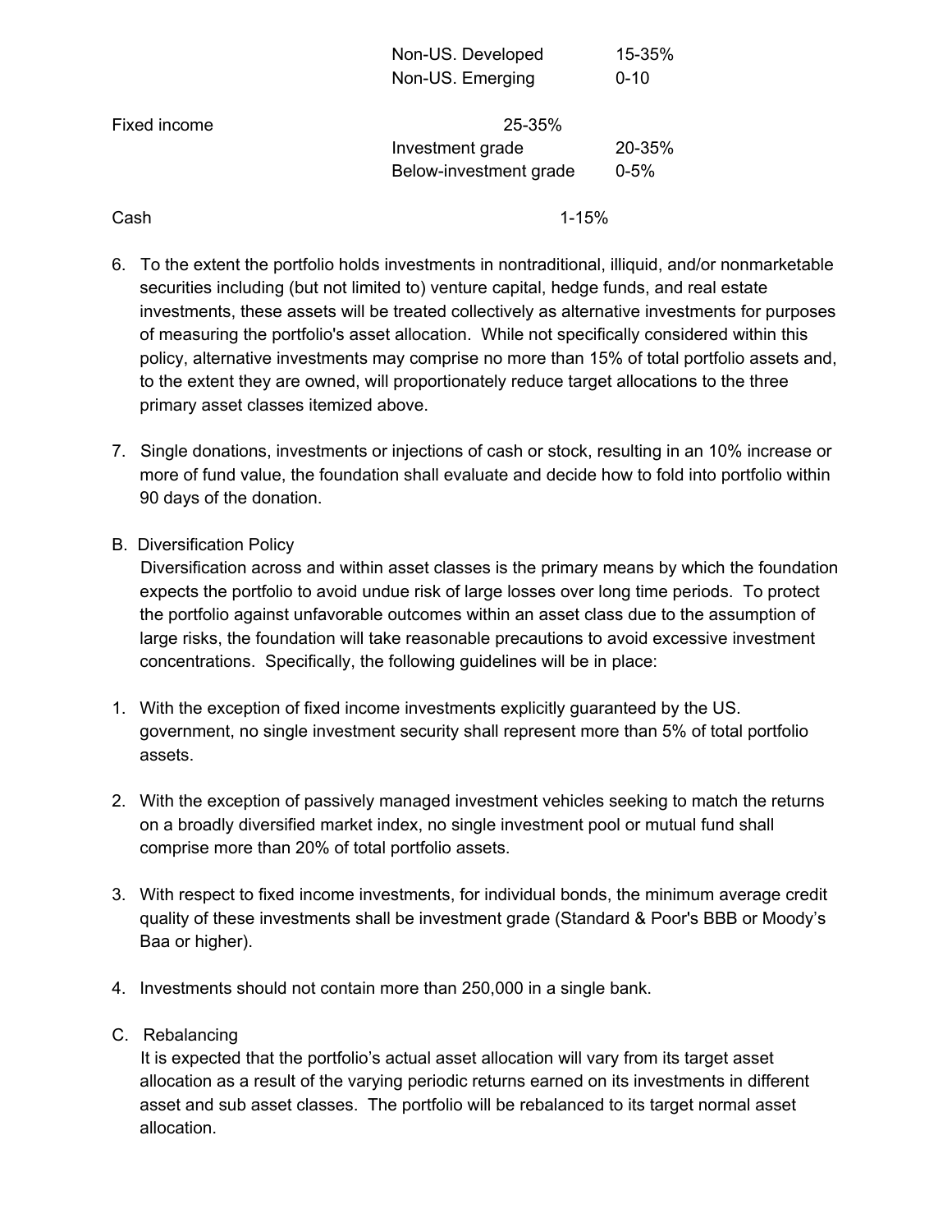| | | |
|---|---|---|
| | Non-US. Developed | 15-35% |
| | Non-US. Emerging | 0-10 |
| Fixed income | 25-35% | |
| | Investment grade | 20-35% |
| | Below-investment grade | 0-5% |
| Cash | 1-15% | |

6. To the extent the portfolio holds investments in nontraditional, illiquid, and/or nonmarketable securities including (but not limited to) venture capital, hedge funds, and real estate investments, these assets will be treated collectively as alternative investments for purposes of measuring the portfolio's asset allocation. While not specifically considered within this policy, alternative investments may comprise no more than 15% of total portfolio assets and, to the extent they are owned, will proportionately reduce target allocations to the three primary asset classes itemized above.

7. Single donations, investments or injections of cash or stock, resulting in an 10% increase or more of fund value, the foundation shall evaluate and decide how to fold into portfolio within 90 days of the donation.

B. Diversification Policy

Diversification across and within asset classes is the primary means by which the foundation expects the portfolio to avoid undue risk of large losses over long time periods. To protect the portfolio against unfavorable outcomes within an asset class due to the assumption of large risks, the foundation will take reasonable precautions to avoid excessive investment concentrations. Specifically, the following guidelines will be in place:

1. With the exception of fixed income investments explicitly guaranteed by the US. government, no single investment security shall represent more than 5% of total portfolio assets.

2. With the exception of passively managed investment vehicles seeking to match the returns on a broadly diversified market index, no single investment pool or mutual fund shall comprise more than 20% of total portfolio assets.

3. With respect to fixed income investments, for individual bonds, the minimum average credit quality of these investments shall be investment grade (Standard & Poor's BBB or Moody's Baa or higher).

4. Investments should not contain more than 250,000 in a single bank.

C. Rebalancing

It is expected that the portfolio's actual asset allocation will vary from its target asset allocation as a result of the varying periodic returns earned on its investments in different asset and sub asset classes. The portfolio will be rebalanced to its target normal asset allocation.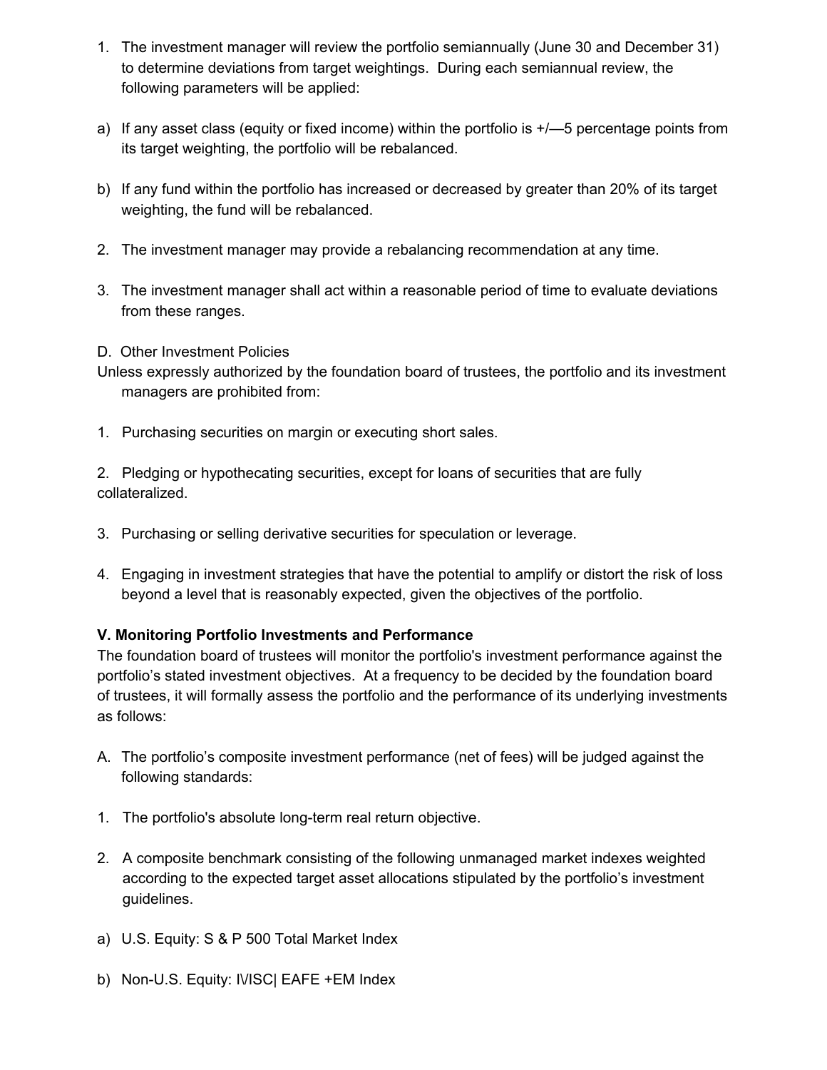1. The investment manager will review the portfolio semiannually (June 30 and December 31) to determine deviations from target weightings. During each semiannual review, the following parameters will be applied:

a) If any asset class (equity or fixed income) within the portfolio is +/—5 percentage points from its target weighting, the portfolio will be rebalanced.

b) If any fund within the portfolio has increased or decreased by greater than 20% of its target weighting, the fund will be rebalanced.

2. The investment manager may provide a rebalancing recommendation at any time.

3. The investment manager shall act within a reasonable period of time to evaluate deviations from these ranges.

D. Other Investment Policies

Unless expressly authorized by the foundation board of trustees, the portfolio and its investment managers are prohibited from:

1. Purchasing securities on margin or executing short sales.

2. Pledging or hypothecating securities, except for loans of securities that are fully collateralized.

3. Purchasing or selling derivative securities for speculation or leverage.

4. Engaging in investment strategies that have the potential to amplify or distort the risk of loss beyond a level that is reasonably expected, given the objectives of the portfolio.

**V. Monitoring Portfolio Investments and Performance**

The foundation board of trustees will monitor the portfolio's investment performance against the portfolio's stated investment objectives. At a frequency to be decided by the foundation board of trustees, it will formally assess the portfolio and the performance of its underlying investments as follows:

A. The portfolio's composite investment performance (net of fees) will be judged against the following standards:

1. The portfolio's absolute long-term real return objective.

2. A composite benchmark consisting of the following unmanaged market indexes weighted according to the expected target asset allocations stipulated by the portfolio's investment guidelines.

a) U.S. Equity: S & P 500 Total Market Index

b) Non-U.S. Equity: I\/ISC| EAFE +EM Index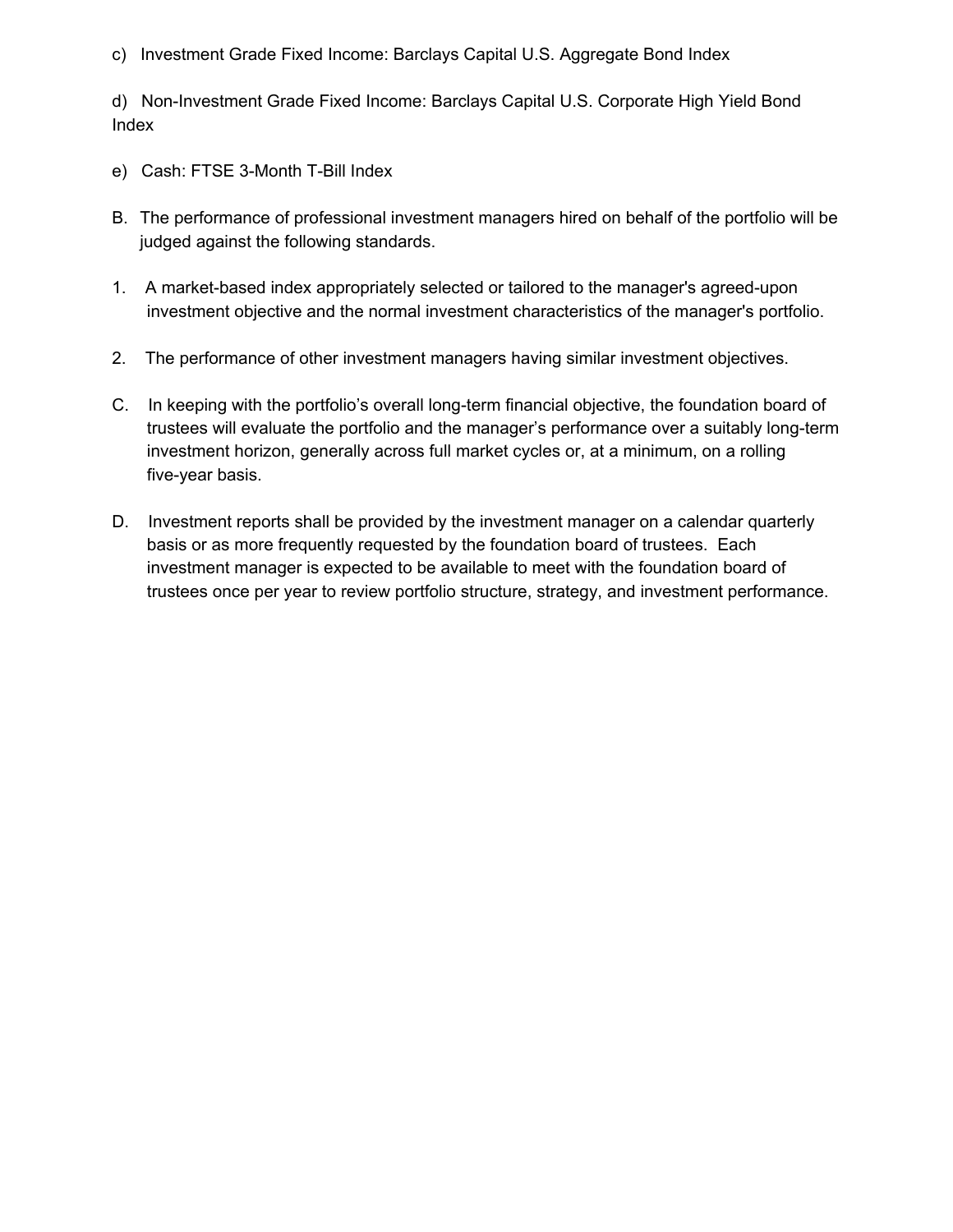c) Investment Grade Fixed Income: Barclays Capital U.S. Aggregate Bond Index

d) Non-Investment Grade Fixed Income: Barclays Capital U.S. Corporate High Yield Bond Index

e) Cash: FTSE 3-Month T-Bill Index

B. The performance of professional investment managers hired on behalf of the portfolio will be judged against the following standards.

1. A market-based index appropriately selected or tailored to the manager's agreed-upon investment objective and the normal investment characteristics of the manager's portfolio.

2. The performance of other investment managers having similar investment objectives.

C. In keeping with the portfolio's overall long-term financial objective, the foundation board of trustees will evaluate the portfolio and the manager's performance over a suitably long-term investment horizon, generally across full market cycles or, at a minimum, on a rolling five-year basis.

D. Investment reports shall be provided by the investment manager on a calendar quarterly basis or as more frequently requested by the foundation board of trustees. Each investment manager is expected to be available to meet with the foundation board of trustees once per year to review portfolio structure, strategy, and investment performance.